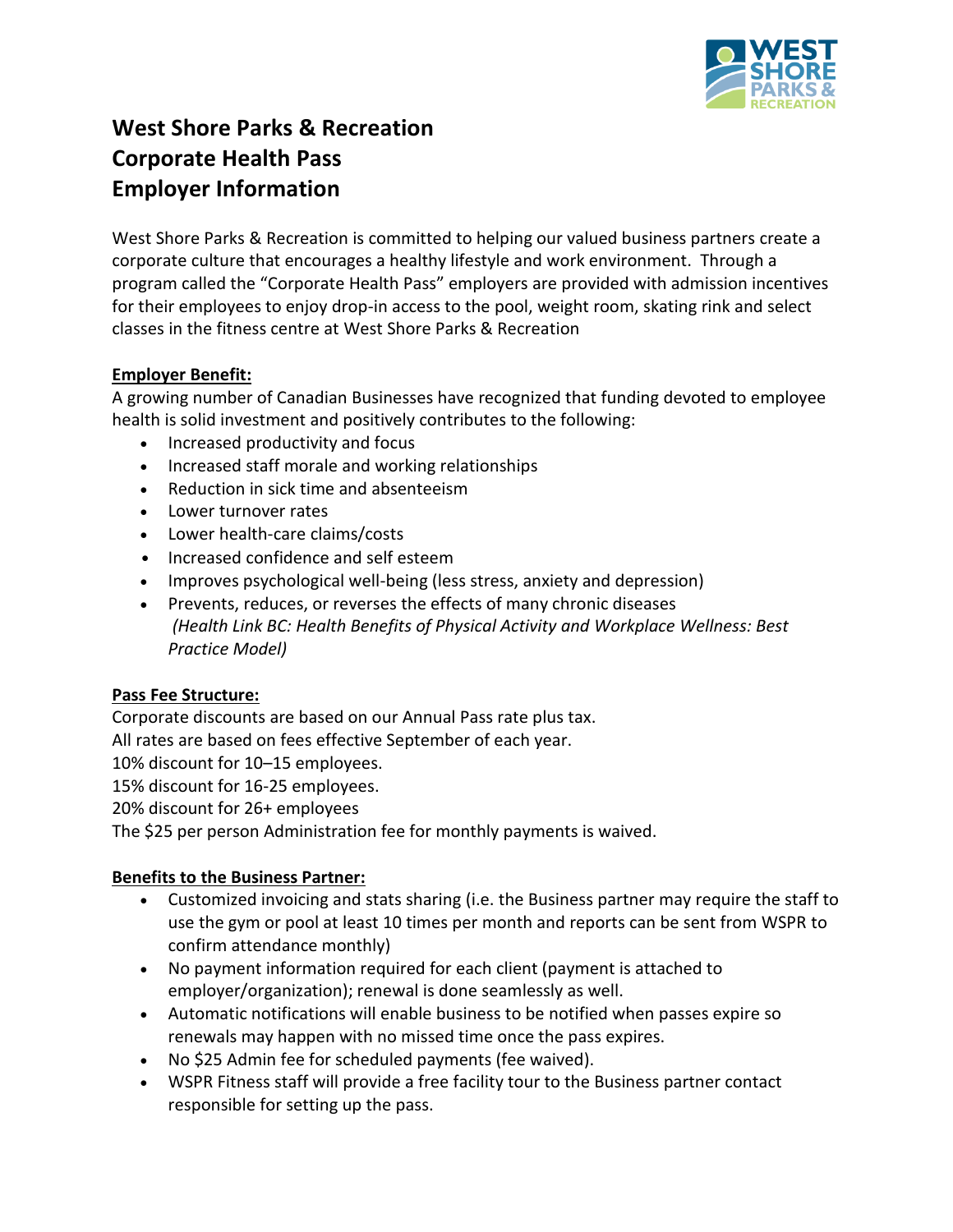# West Shore Parks & Recreation
# Corporate Health Pass
# Employer Information

West Shore Parks & Recreation is committed to helping our valued business partners create a corporate culture that encourages a healthy lifestyle and work environment. Through a program called the "Corporate Health Pass" employers are provided with admission incentives for their employees to enjoy drop-in access to the pool, weight room, skating rink and select classes in the fitness centre at West Shore Parks & Recreation

**Employer Benefit:**

A growing number of Canadian Businesses have recognized that funding devoted to employee health is solid investment and positively contributes to the following:

- Increased productivity and focus
- Increased staff morale and working relationships
- Reduction in sick time and absenteeism
- Lower turnover rates
- Lower health-care claims/costs
- Increased confidence and self esteem
- Improves psychological well-being (less stress, anxiety and depression)
- Prevents, reduces, or reverses the effects of many chronic diseases
  *(Health Link BC: Health Benefits of Physical Activity and Workplace Wellness: Best Practice Model)*

**Pass Fee Structure:**

Corporate discounts are based on our Annual Pass rate plus tax.
All rates are based on fees effective September of each year.
10% discount for 10–15 employees.
15% discount for 16-25 employees.
20% discount for 26+ employees
The $25 per person Administration fee for monthly payments is waived.

**Benefits to the Business Partner:**

- Customized invoicing and stats sharing (i.e. the Business partner may require the staff to use the gym or pool at least 10 times per month and reports can be sent from WSPR to confirm attendance monthly)
- No payment information required for each client (payment is attached to employer/organization); renewal is done seamlessly as well.
- Automatic notifications will enable business to be notified when passes expire so renewals may happen with no missed time once the pass expires.
- No $25 Admin fee for scheduled payments (fee waived).
- WSPR Fitness staff will provide a free facility tour to the Business partner contact responsible for setting up the pass.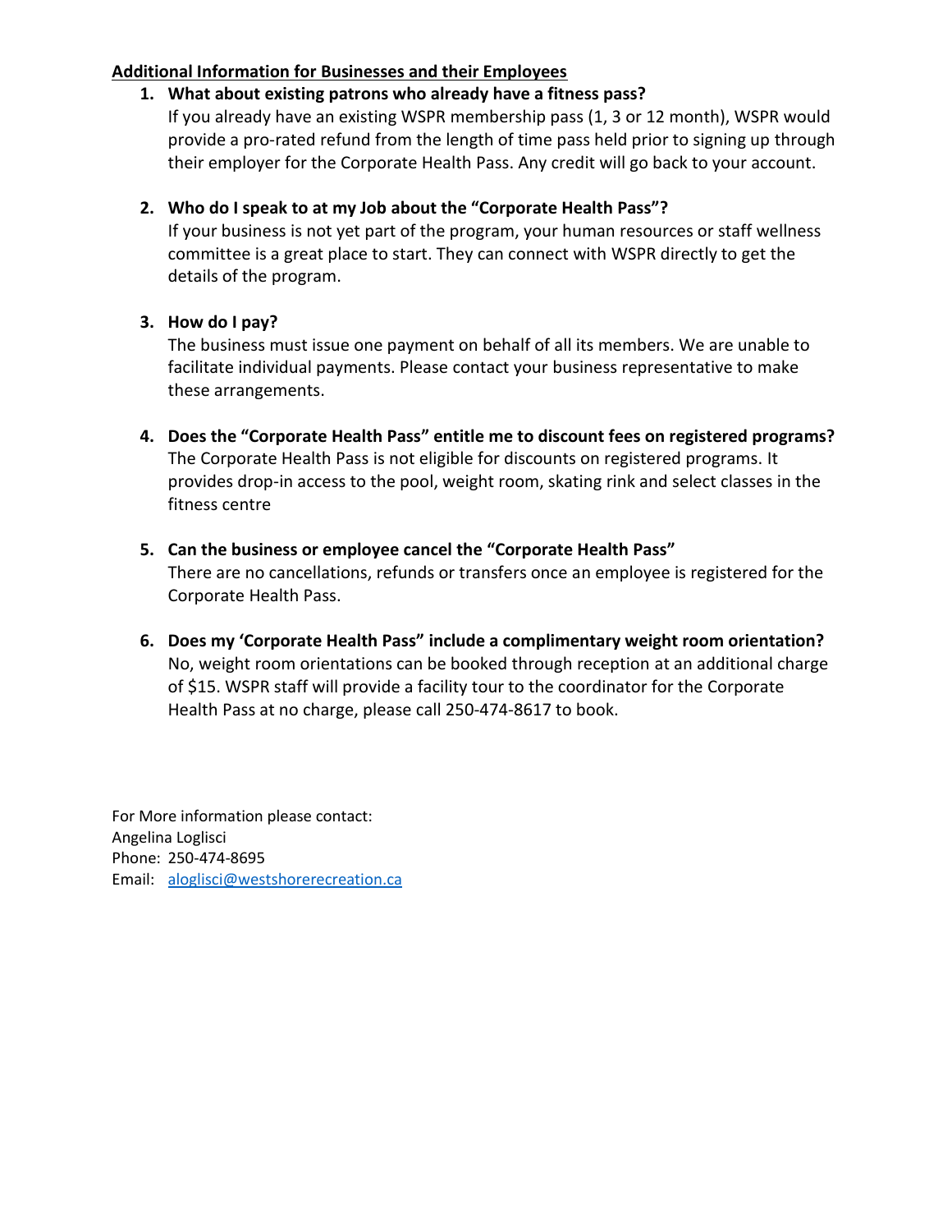**Additional Information for Businesses and their Employees**

1. **What about existing patrons who already have a fitness pass?**
   If you already have an existing WSPR membership pass (1, 3 or 12 month), WSPR would provide a pro-rated refund from the length of time pass held prior to signing up through their employer for the Corporate Health Pass. Any credit will go back to your account.

2. **Who do I speak to at my Job about the "Corporate Health Pass"?**
   If your business is not yet part of the program, your human resources or staff wellness committee is a great place to start. They can connect with WSPR directly to get the details of the program.

3. **How do I pay?**
   The business must issue one payment on behalf of all its members. We are unable to facilitate individual payments. Please contact your business representative to make these arrangements.

4. **Does the "Corporate Health Pass" entitle me to discount fees on registered programs?**
   The Corporate Health Pass is not eligible for discounts on registered programs. It provides drop-in access to the pool, weight room, skating rink and select classes in the fitness centre

5. **Can the business or employee cancel the "Corporate Health Pass"**
   There are no cancellations, refunds or transfers once an employee is registered for the Corporate Health Pass.

6. **Does my 'Corporate Health Pass" include a complimentary weight room orientation?**
   No, weight room orientations can be booked through reception at an additional charge of $15. WSPR staff will provide a facility tour to the coordinator for the Corporate Health Pass at no charge, please call 250-474-8617 to book.

For More information please contact:
Angelina Loglisci
Phone: 250-474-8695
Email: aloglisci@westshorerecreation.ca